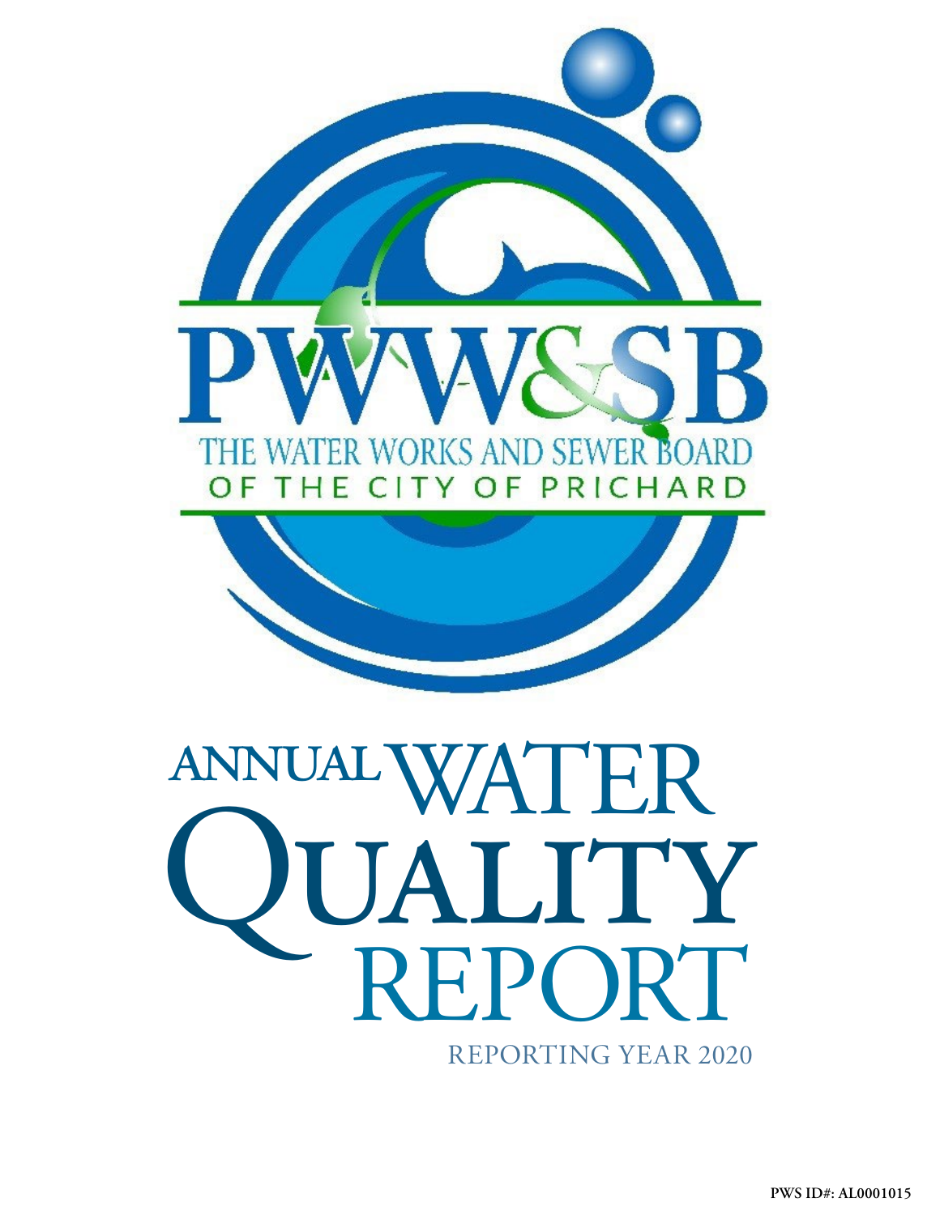PWW&SB

THE WATER WORKS AND SEWER BOARD

OF THE CITY OF PRICHARD

# ANNUAL WATER QUALITY REPORT

REPORTING YEAR 2020

**PWS ID#: AL0001015**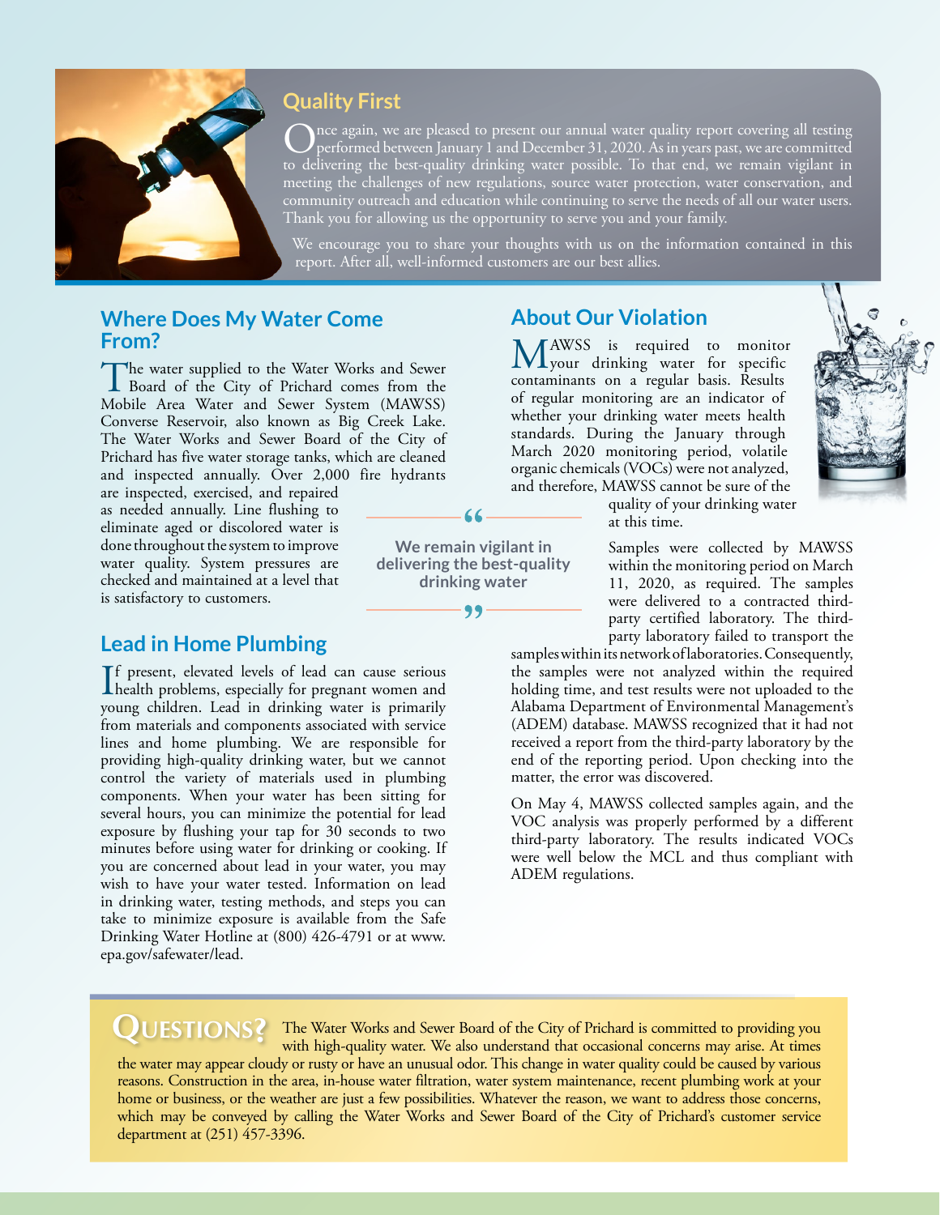## Quality First

Once again, we are pleased to present our annual water quality report covering all testing performed between January 1 and December 31, 2020. As in years past, we are committed to delivering the best-quality drinking water possible. To that end, we remain vigilant in meeting the challenges of new regulations, source water protection, water conservation, and community outreach and education while continuing to serve the needs of all our water users. Thank you for allowing us the opportunity to serve you and your family.

We encourage you to share your thoughts with us on the information contained in this report. After all, well-informed customers are our best allies.

## Where Does My Water Come From?

The water supplied to the Water Works and Sewer Board of the City of Prichard comes from the Mobile Area Water and Sewer System (MAWSS) Converse Reservoir, also known as Big Creek Lake. The Water Works and Sewer Board of the City of Prichard has five water storage tanks, which are cleaned and inspected annually. Over 2,000 fire hydrants are inspected, exercised, and repaired as needed annually. Line flushing to eliminate aged or discolored water is done throughout the system to improve water quality. System pressures are checked and maintained at a level that is satisfactory to customers.

> "We remain vigilant in delivering the best-quality drinking water"

## Lead in Home Plumbing

If present, elevated levels of lead can cause serious health problems, especially for pregnant women and young children. Lead in drinking water is primarily from materials and components associated with service lines and home plumbing. We are responsible for providing high-quality drinking water, but we cannot control the variety of materials used in plumbing components. When your water has been sitting for several hours, you can minimize the potential for lead exposure by flushing your tap for 30 seconds to two minutes before using water for drinking or cooking. If you are concerned about lead in your water, you may wish to have your water tested. Information on lead in drinking water, testing methods, and steps you can take to minimize exposure is available from the Safe Drinking Water Hotline at (800) 426-4791 or at www.epa.gov/safewater/lead.

## About Our Violation

MAWSS is required to monitor your drinking water for specific contaminants on a regular basis. Results of regular monitoring are an indicator of whether your drinking water meets health standards. During the January through March 2020 monitoring period, volatile organic chemicals (VOCs) were not analyzed, and therefore, MAWSS cannot be sure of the quality of your drinking water at this time.

Samples were collected by MAWSS within the monitoring period on March 11, 2020, as required. The samples were delivered to a contracted third-party certified laboratory. The third-party laboratory failed to transport the samples within its network of laboratories. Consequently, the samples were not analyzed within the required holding time, and test results were not uploaded to the Alabama Department of Environmental Management's (ADEM) database. MAWSS recognized that it had not received a report from the third-party laboratory by the end of the reporting period. Upon checking into the matter, the error was discovered.

On May 4, MAWSS collected samples again, and the VOC analysis was properly performed by a different third-party laboratory. The results indicated VOCs were well below the MCL and thus compliant with ADEM regulations.

## Questions?

The Water Works and Sewer Board of the City of Prichard is committed to providing you with high-quality water. We also understand that occasional concerns may arise. At times the water may appear cloudy or rusty or have an unusual odor. This change in water quality could be caused by various reasons. Construction in the area, in-house water filtration, water system maintenance, recent plumbing work at your home or business, or the weather are just a few possibilities. Whatever the reason, we want to address those concerns, which may be conveyed by calling the Water Works and Sewer Board of the City of Prichard's customer service department at (251) 457-3396.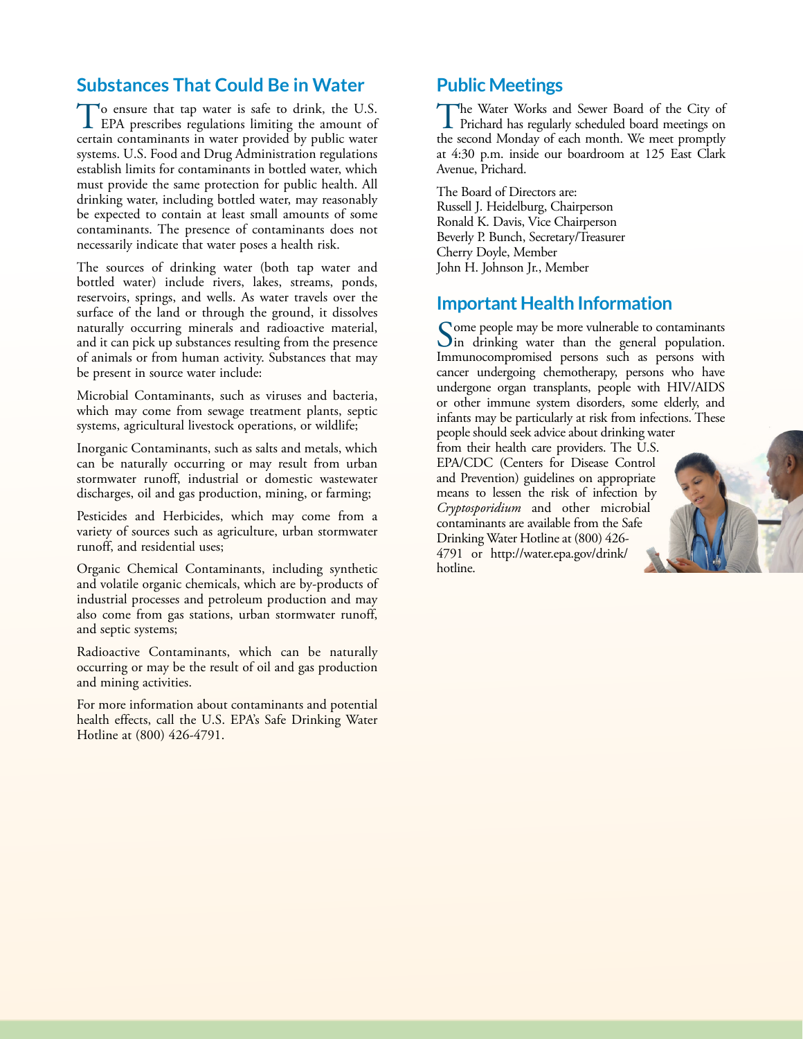## Substances That Could Be in Water

To ensure that tap water is safe to drink, the U.S. EPA prescribes regulations limiting the amount of certain contaminants in water provided by public water systems. U.S. Food and Drug Administration regulations establish limits for contaminants in bottled water, which must provide the same protection for public health. All drinking water, including bottled water, may reasonably be expected to contain at least small amounts of some contaminants. The presence of contaminants does not necessarily indicate that water poses a health risk.

The sources of drinking water (both tap water and bottled water) include rivers, lakes, streams, ponds, reservoirs, springs, and wells. As water travels over the surface of the land or through the ground, it dissolves naturally occurring minerals and radioactive material, and it can pick up substances resulting from the presence of animals or from human activity. Substances that may be present in source water include:

Microbial Contaminants, such as viruses and bacteria, which may come from sewage treatment plants, septic systems, agricultural livestock operations, or wildlife;

Inorganic Contaminants, such as salts and metals, which can be naturally occurring or may result from urban stormwater runoff, industrial or domestic wastewater discharges, oil and gas production, mining, or farming;

Pesticides and Herbicides, which may come from a variety of sources such as agriculture, urban stormwater runoff, and residential uses;

Organic Chemical Contaminants, including synthetic and volatile organic chemicals, which are by-products of industrial processes and petroleum production and may also come from gas stations, urban stormwater runoff, and septic systems;

Radioactive Contaminants, which can be naturally occurring or may be the result of oil and gas production and mining activities.

For more information about contaminants and potential health effects, call the U.S. EPA's Safe Drinking Water Hotline at (800) 426-4791.

## Public Meetings

The Water Works and Sewer Board of the City of Prichard has regularly scheduled board meetings on the second Monday of each month. We meet promptly at 4:30 p.m. inside our boardroom at 125 East Clark Avenue, Prichard.

The Board of Directors are:
Russell J. Heidelburg, Chairperson
Ronald K. Davis, Vice Chairperson
Beverly P. Bunch, Secretary/Treasurer
Cherry Doyle, Member
John H. Johnson Jr., Member

## Important Health Information

Some people may be more vulnerable to contaminants in drinking water than the general population. Immunocompromised persons such as persons with cancer undergoing chemotherapy, persons who have undergone organ transplants, people with HIV/AIDS or other immune system disorders, some elderly, and infants may be particularly at risk from infections. These people should seek advice about drinking water from their health care providers. The U.S. EPA/CDC (Centers for Disease Control and Prevention) guidelines on appropriate means to lessen the risk of infection by *Cryptosporidium* and other microbial contaminants are available from the Safe Drinking Water Hotline at (800) 426-4791 or http://water.epa.gov/drink/hotline.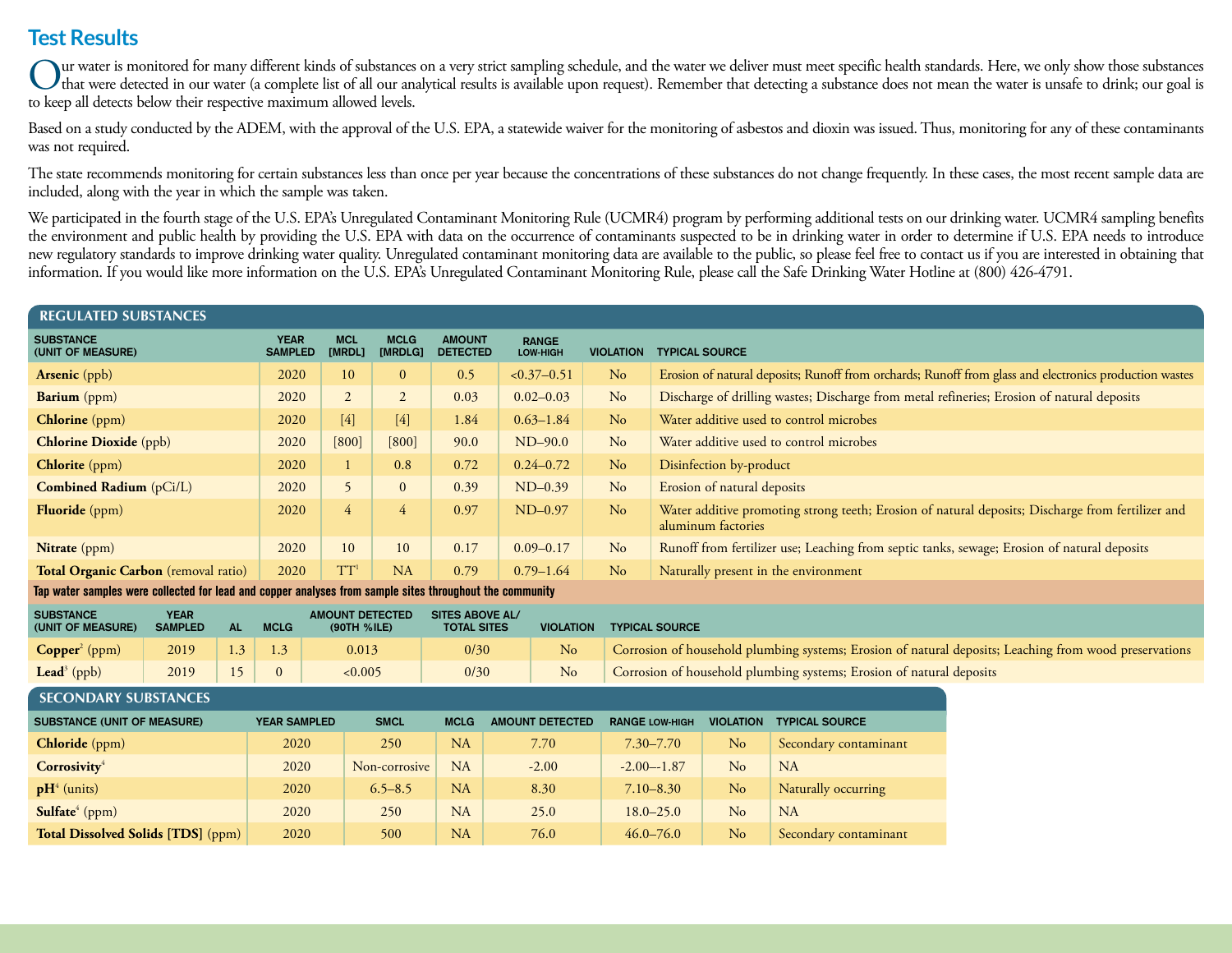# Test Results

Our water is monitored for many different kinds of substances on a very strict sampling schedule, and the water we deliver must meet specific health standards. Here, we only show those substances that were detected in our water (a complete list of all our analytical results is available upon request). Remember that detecting a substance does not mean the water is unsafe to drink; our goal is to keep all detects below their respective maximum allowed levels.

Based on a study conducted by the ADEM, with the approval of the U.S. EPA, a statewide waiver for the monitoring of asbestos and dioxin was issued. Thus, monitoring for any of these contaminants was not required.

The state recommends monitoring for certain substances less than once per year because the concentrations of these substances do not change frequently. In these cases, the most recent sample data are included, along with the year in which the sample was taken.

We participated in the fourth stage of the U.S. EPA's Unregulated Contaminant Monitoring Rule (UCMR4) program by performing additional tests on our drinking water. UCMR4 sampling benefits the environment and public health by providing the U.S. EPA with data on the occurrence of contaminants suspected to be in drinking water in order to determine if U.S. EPA needs to introduce new regulatory standards to improve drinking water quality. Unregulated contaminant monitoring data are available to the public, so please feel free to contact us if you are interested in obtaining that information. If you would like more information on the U.S. EPA's Unregulated Contaminant Monitoring Rule, please call the Safe Drinking Water Hotline at (800) 426-4791.

## REGULATED SUBSTANCES

| SUBSTANCE (UNIT OF MEASURE) | YEAR SAMPLED | MCL [MRDL] | MCLG [MRDLG] | AMOUNT DETECTED | RANGE LOW-HIGH | VIOLATION | TYPICAL SOURCE |
|---|---|---|---|---|---|---|---|
| **Arsenic** (ppb) | 2020 | 10 | 0 | 0.5 | <0.37–0.51 | No | Erosion of natural deposits; Runoff from orchards; Runoff from glass and electronics production wastes |
| **Barium** (ppm) | 2020 | 2 | 2 | 0.03 | 0.02–0.03 | No | Discharge of drilling wastes; Discharge from metal refineries; Erosion of natural deposits |
| **Chlorine** (ppm) | 2020 | [4] | [4] | 1.84 | 0.63–1.84 | No | Water additive used to control microbes |
| **Chlorine Dioxide** (ppb) | 2020 | [800] | [800] | 90.0 | ND–90.0 | No | Water additive used to control microbes |
| **Chlorite** (ppm) | 2020 | 1 | 0.8 | 0.72 | 0.24–0.72 | No | Disinfection by-product |
| **Combined Radium** (pCi/L) | 2020 | 5 | 0 | 0.39 | ND–0.39 | No | Erosion of natural deposits |
| **Fluoride** (ppm) | 2020 | 4 | 4 | 0.97 | ND–0.97 | No | Water additive promoting strong teeth; Erosion of natural deposits; Discharge from fertilizer and aluminum factories |
| **Nitrate** (ppm) | 2020 | 10 | 10 | 0.17 | 0.09–0.17 | No | Runoff from fertilizer use; Leaching from septic tanks, sewage; Erosion of natural deposits |
| **Total Organic Carbon** (removal ratio) | 2020 | TT[1] | NA | 0.79 | 0.79–1.64 | No | Naturally present in the environment |

**Tap water samples were collected for lead and copper analyses from sample sites throughout the community**

| SUBSTANCE (UNIT OF MEASURE) | YEAR SAMPLED | AL | MCLG | AMOUNT DETECTED (90TH %ILE) | SITES ABOVE AL/ TOTAL SITES | VIOLATION | TYPICAL SOURCE |
|---|---|---|---|---|---|---|---|
| **Copper**[2] (ppm) | 2019 | 1.3 | 1.3 | 0.013 | 0/30 | No | Corrosion of household plumbing systems; Erosion of natural deposits; Leaching from wood preservations |
| **Lead**[3] (ppb) | 2019 | 15 | 0 | <0.005 | 0/30 | No | Corrosion of household plumbing systems; Erosion of natural deposits |

## SECONDARY SUBSTANCES

| SUBSTANCE (UNIT OF MEASURE) | YEAR SAMPLED | SMCL | MCLG | AMOUNT DETECTED | RANGE LOW-HIGH | VIOLATION | TYPICAL SOURCE |
|---|---|---|---|---|---|---|---|
| **Chloride** (ppm) | 2020 | 250 | NA | 7.70 | 7.30–7.70 | No | Secondary contaminant |
| **Corrosivity**[4] | 2020 | Non-corrosive | NA | -2.00 | -2.00–-1.87 | No | NA |
| **pH**[4] (units) | 2020 | 6.5–8.5 | NA | 8.30 | 7.10–8.30 | No | Naturally occurring |
| **Sulfate**[4] (ppm) | 2020 | 250 | NA | 25.0 | 18.0–25.0 | No | NA |
| **Total Dissolved Solids [TDS]** (ppm) | 2020 | 500 | NA | 76.0 | 46.0–76.0 | No | Secondary contaminant |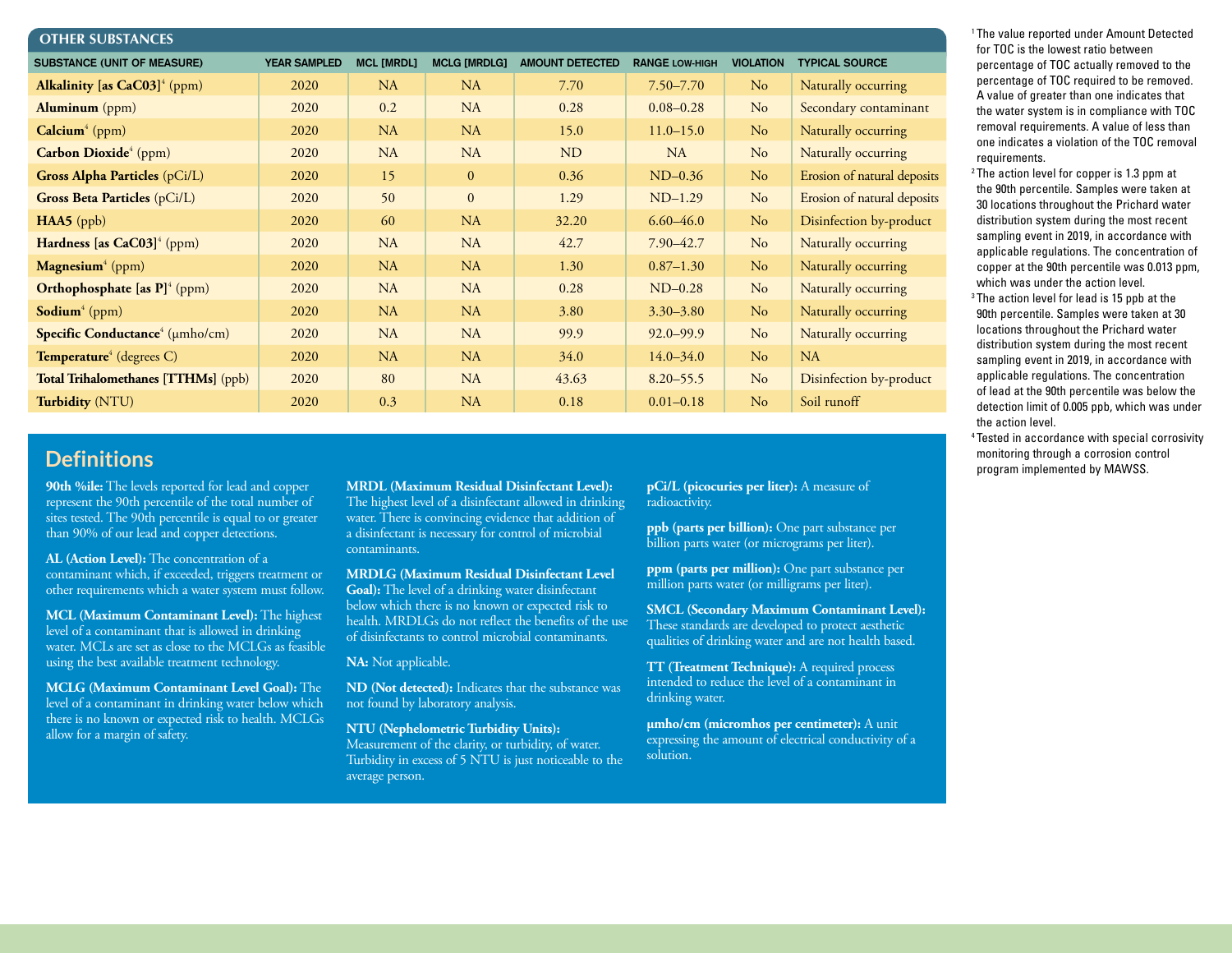## OTHER SUBSTANCES

| SUBSTANCE (UNIT OF MEASURE) | YEAR SAMPLED | MCL [MRDL] | MCLG [MRDLG] | AMOUNT DETECTED | RANGE LOW-HIGH | VIOLATION | TYPICAL SOURCE |
|---|---|---|---|---|---|---|---|
| **Alkalinity [as CaC03]**[4] (ppm) | 2020 | NA | NA | 7.70 | 7.50–7.70 | No | Naturally occurring |
| **Aluminum** (ppm) | 2020 | 0.2 | NA | 0.28 | 0.08–0.28 | No | Secondary contaminant |
| **Calcium**[4] (ppm) | 2020 | NA | NA | 15.0 | 11.0–15.0 | No | Naturally occurring |
| **Carbon Dioxide**[4] (ppm) | 2020 | NA | NA | ND | NA | No | Naturally occurring |
| **Gross Alpha Particles** (pCi/L) | 2020 | 15 | 0 | 0.36 | ND–0.36 | No | Erosion of natural deposits |
| **Gross Beta Particles** (pCi/L) | 2020 | 50 | 0 | 1.29 | ND–1.29 | No | Erosion of natural deposits |
| **HAA5** (ppb) | 2020 | 60 | NA | 32.20 | 6.60–46.0 | No | Disinfection by-product |
| **Hardness [as CaC03]**[4] (ppm) | 2020 | NA | NA | 42.7 | 7.90–42.7 | No | Naturally occurring |
| **Magnesium**[4] (ppm) | 2020 | NA | NA | 1.30 | 0.87–1.30 | No | Naturally occurring |
| **Orthophosphate [as P]**[4] (ppm) | 2020 | NA | NA | 0.28 | ND–0.28 | No | Naturally occurring |
| **Sodium**[4] (ppm) | 2020 | NA | NA | 3.80 | 3.30–3.80 | No | Naturally occurring |
| **Specific Conductance**[4] (µmho/cm) | 2020 | NA | NA | 99.9 | 92.0–99.9 | No | Naturally occurring |
| **Temperature**[4] (degrees C) | 2020 | NA | NA | 34.0 | 14.0–34.0 | No | NA |
| **Total Trihalomethanes [TTHMs]** (ppb) | 2020 | 80 | NA | 43.63 | 8.20–55.5 | No | Disinfection by-product |
| **Turbidity** (NTU) | 2020 | 0.3 | NA | 0.18 | 0.01–0.18 | No | Soil runoff |

[1] The value reported under Amount Detected for TOC is the lowest ratio between percentage of TOC actually removed to the percentage of TOC required to be removed. A value of greater than one indicates that the water system is in compliance with TOC removal requirements. A value of less than one indicates a violation of the TOC removal requirements.

[2] The action level for copper is 1.3 ppm at the 90th percentile. Samples were taken at 30 locations throughout the Prichard water distribution system during the most recent sampling event in 2019, in accordance with applicable regulations. The concentration of copper at the 90th percentile was 0.013 ppm, which was under the action level.

[3] The action level for lead is 15 ppb at the 90th percentile. Samples were taken at 30 locations throughout the Prichard water distribution system during the most recent sampling event in 2019, in accordance with applicable regulations. The concentration of lead at the 90th percentile was below the detection limit of 0.005 ppb, which was under the action level.

[4] Tested in accordance with special corrosivity monitoring through a corrosion control program implemented by MAWSS.

## Definitions

**90th %ile:** The levels reported for lead and copper represent the 90th percentile of the total number of sites tested. The 90th percentile is equal to or greater than 90% of our lead and copper detections.

**AL (Action Level):** The concentration of a contaminant which, if exceeded, triggers treatment or other requirements which a water system must follow.

**MCL (Maximum Contaminant Level):** The highest level of a contaminant that is allowed in drinking water. MCLs are set as close to the MCLGs as feasible using the best available treatment technology.

**MCLG (Maximum Contaminant Level Goal):** The level of a contaminant in drinking water below which there is no known or expected risk to health. MCLGs allow for a margin of safety.

**MRDL (Maximum Residual Disinfectant Level):** The highest level of a disinfectant allowed in drinking water. There is convincing evidence that addition of a disinfectant is necessary for control of microbial contaminants.

**MRDLG (Maximum Residual Disinfectant Level Goal):** The level of a drinking water disinfectant below which there is no known or expected risk to health. MRDLGs do not reflect the benefits of the use of disinfectants to control microbial contaminants.

**NA:** Not applicable.

**ND (Not detected):** Indicates that the substance was not found by laboratory analysis.

**NTU (Nephelometric Turbidity Units):** Measurement of the clarity, or turbidity, of water. Turbidity in excess of 5 NTU is just noticeable to the average person.

**pCi/L (picocuries per liter):** A measure of radioactivity.

**ppb (parts per billion):** One part substance per billion parts water (or micrograms per liter).

**ppm (parts per million):** One part substance per million parts water (or milligrams per liter).

**SMCL (Secondary Maximum Contaminant Level):** These standards are developed to protect aesthetic qualities of drinking water and are not health based.

**TT (Treatment Technique):** A required process intended to reduce the level of a contaminant in drinking water.

**µmho/cm (micromhos per centimeter):** A unit expressing the amount of electrical conductivity of a solution.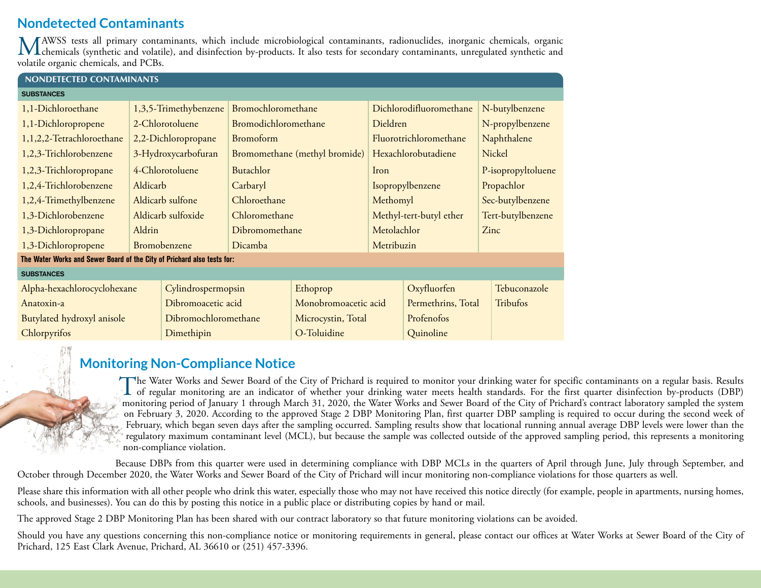## Nondetected Contaminants

MAWSS tests all primary contaminants, which include microbiological contaminants, radionuclides, inorganic chemicals, organic chemicals (synthetic and volatile), and disinfection by-products. It also tests for secondary contaminants, unregulated synthetic and volatile organic chemicals, and PCBs.

**NONDETECTED CONTAMINANTS**

| SUBSTANCES | | | | |
|---|---|---|---|---|
| 1,1-Dichloroethane | 1,3,5-Trimethybenzene | Bromochloromethane | Dichlorodifluoromethane | N-butylbenzene |
| 1,1-Dichloropropene | 2-Chlorotoluene | Bromodichloromethane | Dieldren | N-propylbenzene |
| 1,1,2,2-Tetrachloroethane | 2,2-Dichloropropane | Bromoform | Fluorotrichloromethane | Naphthalene |
| 1,2,3-Trichlorobenzene | 3-Hydroxycarbofuran | Bromomethane (methyl bromide) | Hexachlorobutadiene | Nickel |
| 1,2,3-Trichloropropane | 4-Chlorotoluene | Butachlor | Iron | P-isopropyltoluene |
| 1,2,4-Trichlorobenzene | Aldicarb | Carbaryl | Isopropylbenzene | Propachlor |
| 1,2,4-Trimethylbenzene | Aldicarb sulfone | Chloroethane | Methomyl | Sec-butylbenzene |
| 1,3-Dichlorobenzene | Aldicarb sulfoxide | Chloromethane | Methyl-tert-butyl ether | Tert-butylbenzene |
| 1,3-Dichloropropane | Aldrin | Dibromomethane | Metolachlor | Zinc |
| 1,3-Dichloropropene | Bromobenzene | Dicamba | Metribuzin | |

**The Water Works and Sewer Board of the City of Prichard also tests for:**

| SUBSTANCES | | | | |
|---|---|---|---|---|
| Alpha-hexachlorocyclohexane | Cylindrospermopsin | Ethoprop | Oxyfluorfen | Tebuconazole |
| Anatoxin-a | Dibromoacetic acid | Monobromoacetic acid | Permethrins, Total | Tribufos |
| Butylated hydroxyl anisole | Dibromochloromethane | Microcystin, Total | Profenofos | |
| Chlorpyrifos | Dimethipin | O-Toluidine | Quinoline | |

## Monitoring Non-Compliance Notice

The Water Works and Sewer Board of the City of Prichard is required to monitor your drinking water for specific contaminants on a regular basis. Results of regular monitoring are an indicator of whether your drinking water meets health standards. For the first quarter disinfection by-products (DBP) monitoring period of January 1 through March 31, 2020, the Water Works and Sewer Board of the City of Prichard's contract laboratory sampled the system on February 3, 2020. According to the approved Stage 2 DBP Monitoring Plan, first quarter DBP sampling is required to occur during the second week of February, which began seven days after the sampling occurred. Sampling results show that locational running annual average DBP levels were lower than the regulatory maximum contaminant level (MCL), but because the sample was collected outside of the approved sampling period, this represents a monitoring non-compliance violation.

Because DBPs from this quarter were used in determining compliance with DBP MCLs in the quarters of April through June, July through September, and October through December 2020, the Water Works and Sewer Board of the City of Prichard will incur monitoring non-compliance violations for those quarters as well.

Please share this information with all other people who drink this water, especially those who may not have received this notice directly (for example, people in apartments, nursing homes, schools, and businesses). You can do this by posting this notice in a public place or distributing copies by hand or mail.

The approved Stage 2 DBP Monitoring Plan has been shared with our contract laboratory so that future monitoring violations can be avoided.

Should you have any questions concerning this non-compliance notice or monitoring requirements in general, please contact our offices at Water Works at Sewer Board of the City of Prichard, 125 East Clark Avenue, Prichard, AL 36610 or (251) 457-3396.